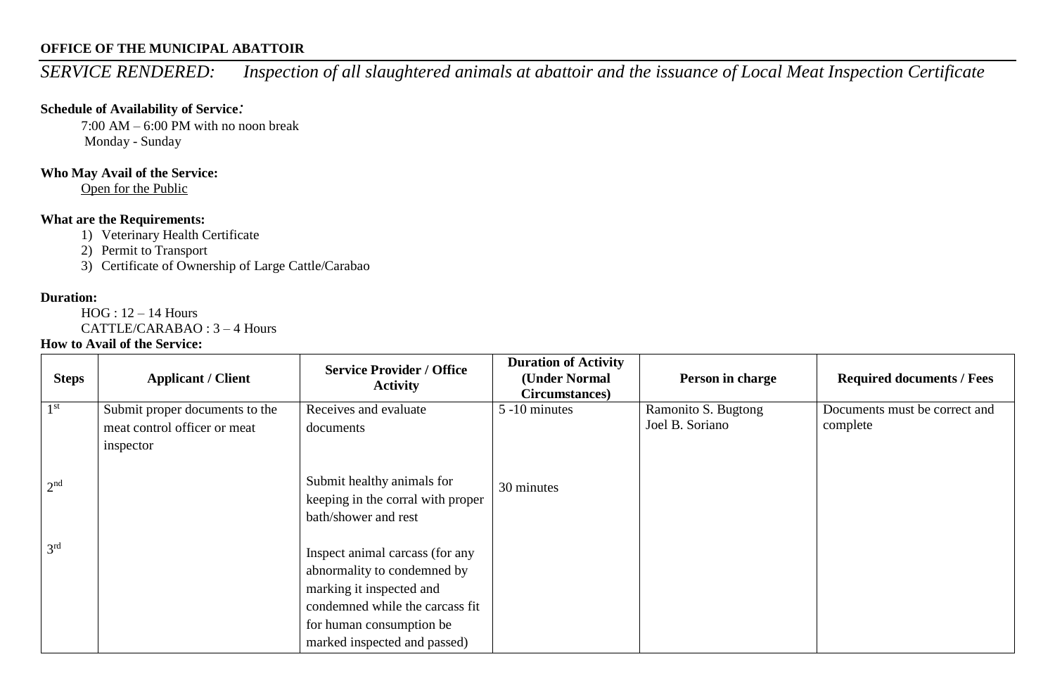**OFFICE OF THE MUNICIPAL ABATTOIR**

*SERVICE RENDERED: Inspection of all slaughtered animals at abattoir and the issuance of Local Meat Inspection Certificate*

**Schedule of Availability of Service:**

7:00 AM – 6:00 PM with no noon break
Monday - Sunday

**Who May Avail of the Service:**

Open for the Public

**What are the Requirements:**

1) Veterinary Health Certificate
2) Permit to Transport
3) Certificate of Ownership of Large Cattle/Carabao

**Duration:**

HOG : 12 – 14 Hours
CATTLE/CARABAO : 3 – 4 Hours

**How to Avail of the Service:**

| Steps | Applicant / Client | Service Provider / Office Activity | Duration of Activity (Under Normal Circumstances) | Person in charge | Required documents / Fees |
|---|---|---|---|---|---|
| 1st | Submit proper documents to the meat control officer or meat inspector | Receives and evaluate documents | 5 -10 minutes | Ramonito S. Bugtong<br>Joel B. Soriano | Documents must be correct and complete |
| 2nd | | Submit healthy animals for keeping in the corral with proper bath/shower and rest | 30 minutes | | |
| 3rd | | Inspect animal carcass (for any abnormality to condemned by marking it inspected and condemned while the carcass fit for human consumption be marked inspected and passed) | | | |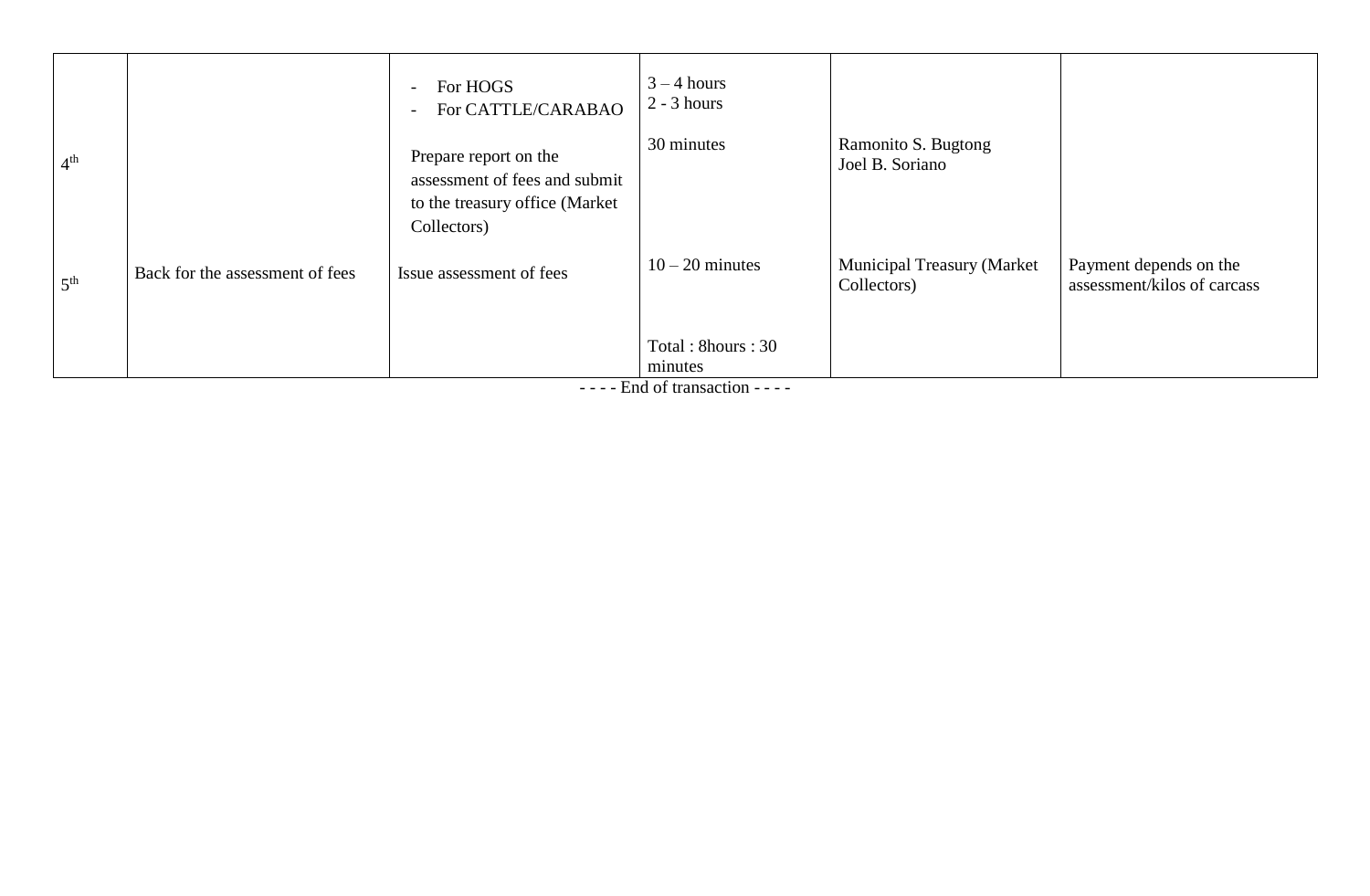| | | | | | |
|---|---|---|---|---|---|
| 4th | | - For HOGS<br>- For CATTLE/CARABAO<br><br>Prepare report on the assessment of fees and submit to the treasury office (Market Collectors) | 3 – 4 hours<br>2 - 3 hours<br><br>30 minutes | Ramonito S. Bugtong<br>Joel B. Soriano | |
| 5th | Back for the assessment of fees | Issue assessment of fees | 10 – 20 minutes | Municipal Treasury (Market Collectors) | Payment depends on the assessment/kilos of carcass |
| | | | Total : 8hours : 30 minutes | | |

- - - - End of transaction - - - -